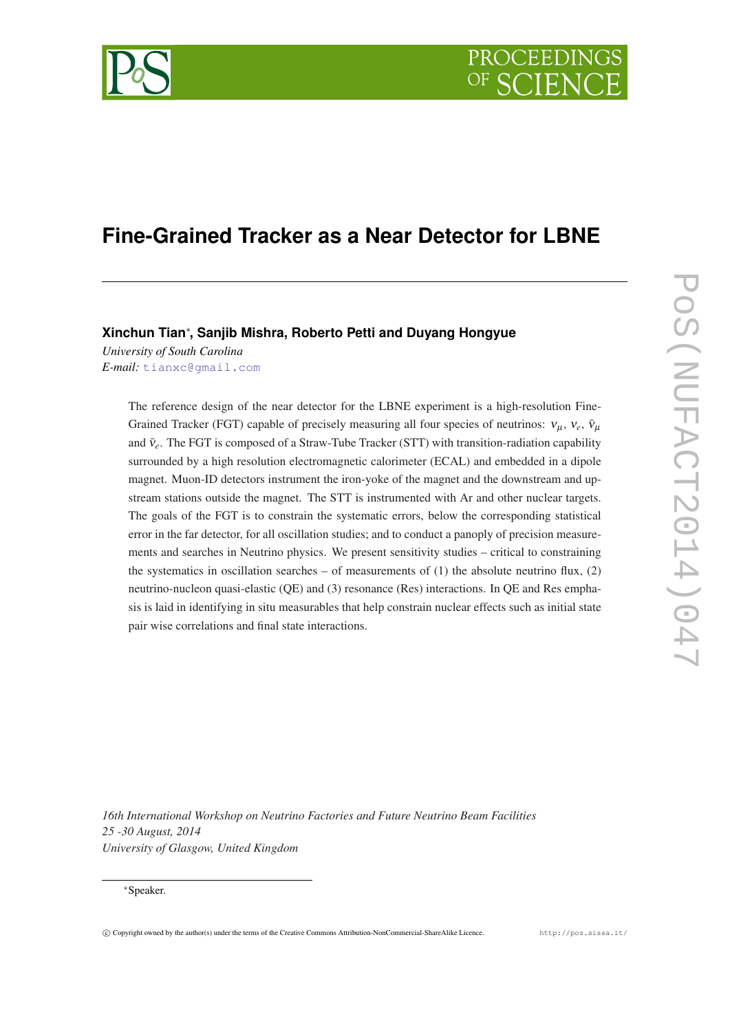# Fine-Grained Tracker as a Near Detector for LBNE

**Xinchun Tian***, **Sanjib Mishra, Roberto Petti and Duyang Hongyue**

*University of South Carolina*

*E-mail:* tianxc@gmail.com

The reference design of the near detector for the LBNE experiment is a high-resolution Fine-Grained Tracker (FGT) capable of precisely measuring all four species of neutrinos: $\nu_\mu$, $\nu_e$, $\bar{\nu}_\mu$ and $\bar{\nu}_e$. The FGT is composed of a Straw-Tube Tracker (STT) with transition-radiation capability surrounded by a high resolution electromagnetic calorimeter (ECAL) and embedded in a dipole magnet. Muon-ID detectors instrument the iron-yoke of the magnet and the downstream and upstream stations outside the magnet. The STT is instrumented with Ar and other nuclear targets. The goals of the FGT is to constrain the systematic errors, below the corresponding statistical error in the far detector, for all oscillation studies; and to conduct a panoply of precision measurements and searches in Neutrino physics. We present sensitivity studies – critical to constraining the systematics in oscillation searches – of measurements of (1) the absolute neutrino flux, (2) neutrino-nucleon quasi-elastic (QE) and (3) resonance (Res) interactions. In QE and Res emphasis is laid in identifying in situ measurables that help constrain nuclear effects such as initial state pair wise correlations and final state interactions.

*16th International Workshop on Neutrino Factories and Future Neutrino Beam Facilities*
*25 -30 August, 2014*
*University of Glasgow, United Kingdom*

*Speaker.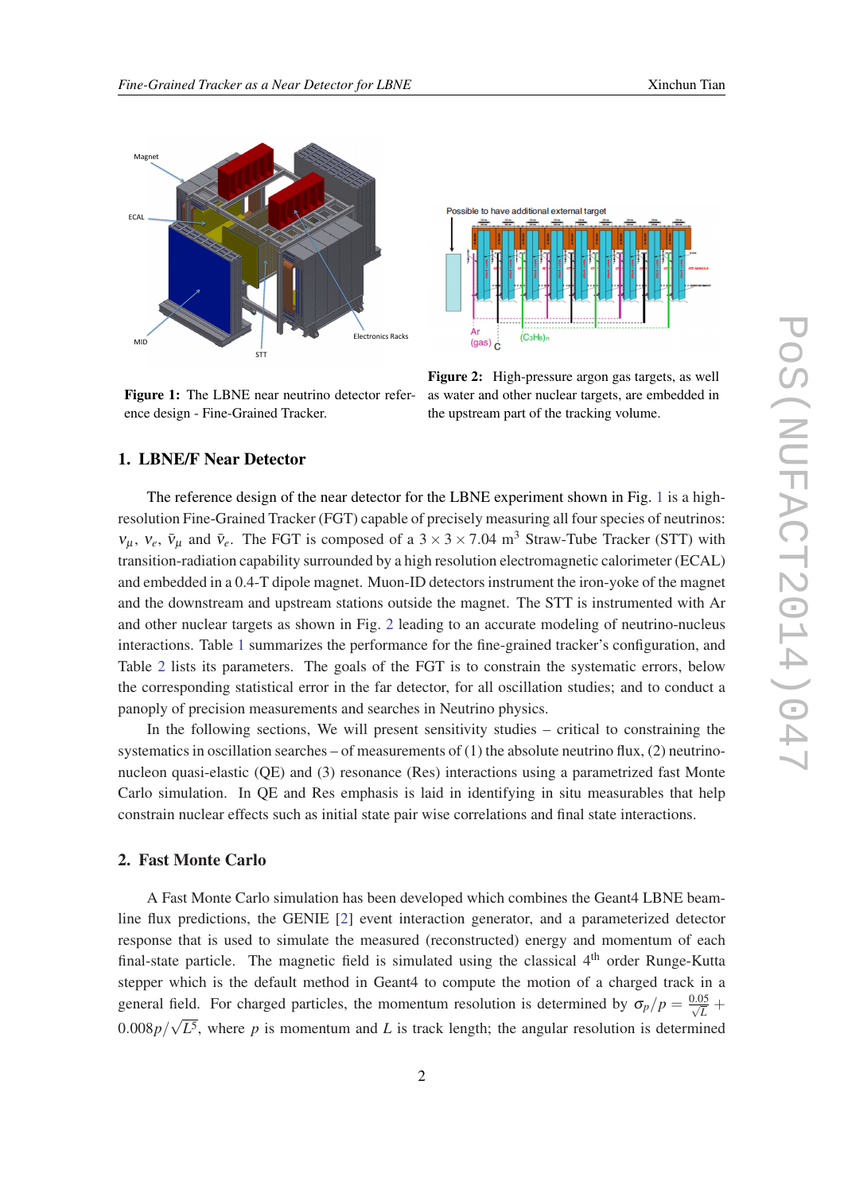Figure 1: The LBNE near neutrino detector reference design - Fine-Grained Tracker.

Figure 2: High-pressure argon gas targets, as well as water and other nuclear targets, are embedded in the upstream part of the tracking volume.

## 1. LBNE/F Near Detector

The reference design of the near detector for the LBNE experiment shown in Fig. 1 is a high-resolution Fine-Grained Tracker (FGT) capable of precisely measuring all four species of neutrinos: $\nu_\mu$, $\nu_e$, $\bar{\nu}_\mu$ and $\bar{\nu}_e$. The FGT is composed of a $3 \times 3 \times 7.04$ m$^3$ Straw-Tube Tracker (STT) with transition-radiation capability surrounded by a high resolution electromagnetic calorimeter (ECAL) and embedded in a 0.4-T dipole magnet. Muon-ID detectors instrument the iron-yoke of the magnet and the downstream and upstream stations outside the magnet. The STT is instrumented with Ar and other nuclear targets as shown in Fig. 2 leading to an accurate modeling of neutrino-nucleus interactions. Table 1 summarizes the performance for the fine-grained tracker's configuration, and Table 2 lists its parameters. The goals of the FGT is to constrain the systematic errors, below the corresponding statistical error in the far detector, for all oscillation studies; and to conduct a panoply of precision measurements and searches in Neutrino physics.

In the following sections, We will present sensitivity studies – critical to constraining the systematics in oscillation searches – of measurements of (1) the absolute neutrino flux, (2) neutrino-nucleon quasi-elastic (QE) and (3) resonance (Res) interactions using a parametrized fast Monte Carlo simulation. In QE and Res emphasis is laid in identifying in situ measurables that help constrain nuclear effects such as initial state pair wise correlations and final state interactions.

## 2. Fast Monte Carlo

A Fast Monte Carlo simulation has been developed which combines the Geant4 LBNE beamline flux predictions, the GENIE [2] event interaction generator, and a parameterized detector response that is used to simulate the measured (reconstructed) energy and momentum of each final-state particle. The magnetic field is simulated using the classical 4$^{\text{th}}$ order Runge-Kutta stepper which is the default method in Geant4 to compute the motion of a charged track in a general field. For charged particles, the momentum resolution is determined by $\sigma_p/p = \frac{0.05}{\sqrt{L}} + 0.008p/\sqrt{L^5}$, where $p$ is momentum and $L$ is track length; the angular resolution is determined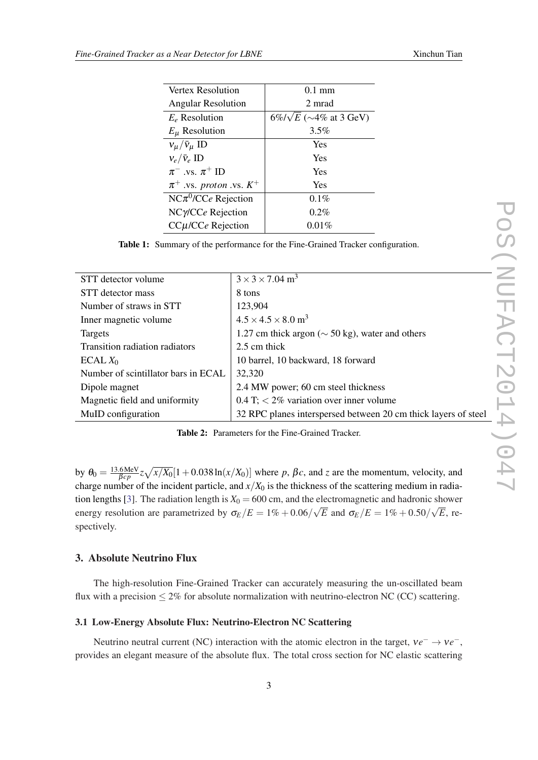| Vertex Resolution | 0.1 mm |
|---|---|
| Angular Resolution | 2 mrad |
| $E_e$ Resolution | $6\%/\sqrt{E}$ (~4% at 3 GeV) |
| $E_\mu$ Resolution | 3.5% |
| $\nu_\mu/\bar{\nu}_\mu$ ID | Yes |
| $\nu_e/\bar{\nu}_e$ ID | Yes |
| $\pi^-$ .vs. $\pi^+$ ID | Yes |
| $\pi^+$ .vs. *proton* .vs. $K^+$ | Yes |
| NC$\pi^0$/CC*e* Rejection | 0.1% |
| NC$\gamma$/CC*e* Rejection | 0.2% |
| CC$\mu$/CC*e* Rejection | 0.01% |

**Table 1:** Summary of the performance for the Fine-Grained Tracker configuration.

| STT detector volume | $3 \times 3 \times 7.04$ m$^3$ |
|---|---|
| STT detector mass | 8 tons |
| Number of straws in STT | 123,904 |
| Inner magnetic volume | $4.5 \times 4.5 \times 8.0$ m$^3$ |
| Targets | 1.27 cm thick argon (~ 50 kg), water and others |
| Transition radiation radiators | 2.5 cm thick |
| ECAL $X_0$ | 10 barrel, 10 backward, 18 forward |
| Number of scintillator bars in ECAL | 32,320 |
| Dipole magnet | 2.4 MW power; 60 cm steel thickness |
| Magnetic field and uniformity | 0.4 T; < 2% variation over inner volume |
| MuID configuration | 32 RPC planes interspersed between 20 cm thick layers of steel |

**Table 2:** Parameters for the Fine-Grained Tracker.

by $\theta_0 = \frac{13.6\,\mathrm{MeV}}{\beta c p} z\sqrt{x/X_0}[1+0.038\ln(x/X_0)]$ where $p$, $\beta c$, and $z$ are the momentum, velocity, and charge number of the incident particle, and $x/X_0$ is the thickness of the scattering medium in radiation lengths [3]. The radiation length is $X_0 = 600$ cm, and the electromagnetic and hadronic shower energy resolution are parametrized by $\sigma_E/E = 1\% + 0.06/\sqrt{E}$ and $\sigma_E/E = 1\% + 0.50/\sqrt{E}$, respectively.

## 3. Absolute Neutrino Flux

The high-resolution Fine-Grained Tracker can accurately measuring the un-oscillated beam flux with a precision $\leq 2\%$ for absolute normalization with neutrino-electron NC (CC) scattering.

### 3.1 Low-Energy Absolute Flux: Neutrino-Electron NC Scattering

Neutrino neutral current (NC) interaction with the atomic electron in the target, $\nu e^- \rightarrow \nu e^-$, provides an elegant measure of the absolute flux. The total cross section for NC elastic scattering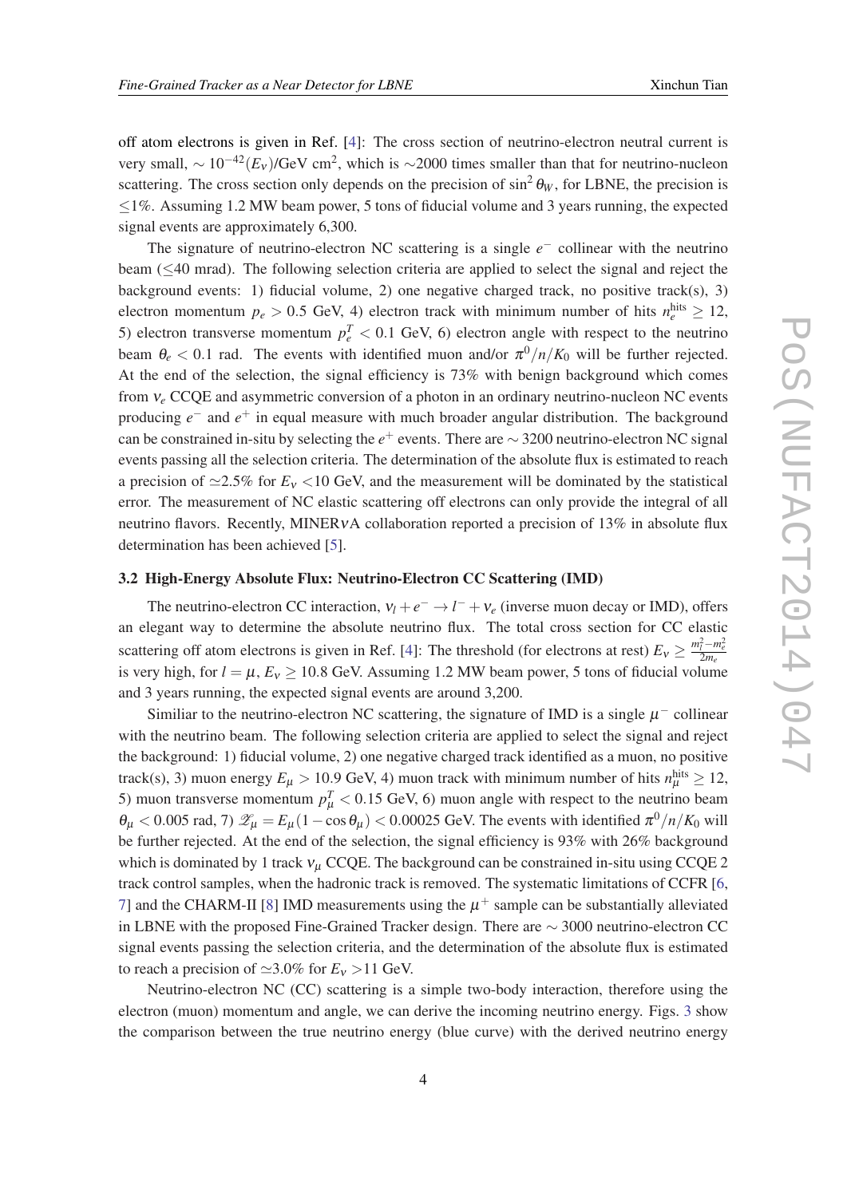off atom electrons is given in Ref. [4]: The cross section of neutrino-electron neutral current is very small, $\sim 10^{-42}(E_\nu)$/GeV cm$^2$, which is $\sim$2000 times smaller than that for neutrino-nucleon scattering. The cross section only depends on the precision of $\sin^2\theta_W$, for LBNE, the precision is $\leq$1%. Assuming 1.2 MW beam power, 5 tons of fiducial volume and 3 years running, the expected signal events are approximately 6,300.

The signature of neutrino-electron NC scattering is a single $e^-$ collinear with the neutrino beam ($\leq$40 mrad). The following selection criteria are applied to select the signal and reject the background events: 1) fiducial volume, 2) one negative charged track, no positive track(s), 3) electron momentum $p_e > 0.5$ GeV, 4) electron track with minimum number of hits $n_e^{\text{hits}} \geq 12$, 5) electron transverse momentum $p_e^T < 0.1$ GeV, 6) electron angle with respect to the neutrino beam $\theta_e < 0.1$ rad. The events with identified muon and/or $\pi^0/n/K_0$ will be further rejected. At the end of the selection, the signal efficiency is 73% with benign background which comes from $\nu_e$ CCQE and asymmetric conversion of a photon in an ordinary neutrino-nucleon NC events producing $e^-$ and $e^+$ in equal measure with much broader angular distribution. The background can be constrained in-situ by selecting the $e^+$ events. There are $\sim$ 3200 neutrino-electron NC signal events passing all the selection criteria. The determination of the absolute flux is estimated to reach a precision of $\simeq$2.5% for $E_\nu$ <10 GeV, and the measurement will be dominated by the statistical error. The measurement of NC elastic scattering off electrons can only provide the integral of all neutrino flavors. Recently, MINER$\nu$A collaboration reported a precision of 13% in absolute flux determination has been achieved [5].

### 3.2 High-Energy Absolute Flux: Neutrino-Electron CC Scattering (IMD)

The neutrino-electron CC interaction, $\nu_l + e^- \rightarrow l^- + \nu_e$ (inverse muon decay or IMD), offers an elegant way to determine the absolute neutrino flux. The total cross section for CC elastic scattering off atom electrons is given in Ref. [4]: The threshold (for electrons at rest) $E_\nu \geq \frac{m_l^2 - m_e^2}{2m_e}$ is very high, for $l = \mu$, $E_\nu \geq 10.8$ GeV. Assuming 1.2 MW beam power, 5 tons of fiducial volume and 3 years running, the expected signal events are around 3,200.

Similiar to the neutrino-electron NC scattering, the signature of IMD is a single $\mu^-$ collinear with the neutrino beam. The following selection criteria are applied to select the signal and reject the background: 1) fiducial volume, 2) one negative charged track identified as a muon, no positive track(s), 3) muon energy $E_\mu > 10.9$ GeV, 4) muon track with minimum number of hits $n_\mu^{\text{hits}} \geq 12$, 5) muon transverse momentum $p_\mu^T < 0.15$ GeV, 6) muon angle with respect to the neutrino beam $\theta_\mu < 0.005$ rad, 7) $\mathscr{Z}_\mu = E_\mu(1 - \cos\theta_\mu) < 0.00025$ GeV. The events with identified $\pi^0/n/K_0$ will be further rejected. At the end of the selection, the signal efficiency is 93% with 26% background which is dominated by 1 track $\nu_\mu$ CCQE. The background can be constrained in-situ using CCQE 2 track control samples, when the hadronic track is removed. The systematic limitations of CCFR [6, 7] and the CHARM-II [8] IMD measurements using the $\mu^+$ sample can be substantially alleviated in LBNE with the proposed Fine-Grained Tracker design. There are $\sim$ 3000 neutrino-electron CC signal events passing the selection criteria, and the determination of the absolute flux is estimated to reach a precision of $\simeq$3.0% for $E_\nu$ >11 GeV.

Neutrino-electron NC (CC) scattering is a simple two-body interaction, therefore using the electron (muon) momentum and angle, we can derive the incoming neutrino energy. Figs. 3 show the comparison between the true neutrino energy (blue curve) with the derived neutrino energy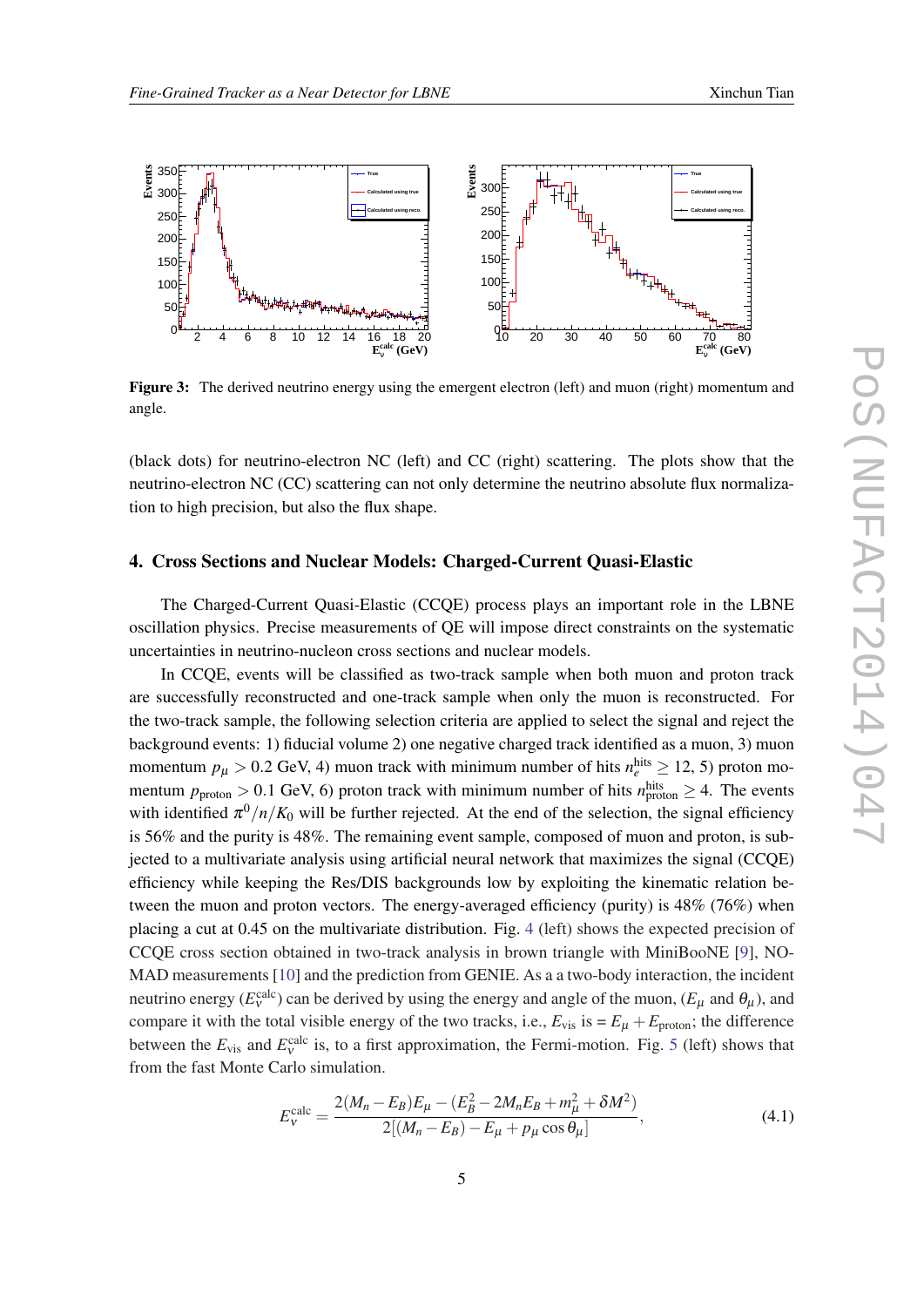**Figure 3:** The derived neutrino energy using the emergent electron (left) and muon (right) momentum and angle.

(black dots) for neutrino-electron NC (left) and CC (right) scattering. The plots show that the neutrino-electron NC (CC) scattering can not only determine the neutrino absolute flux normalization to high precision, but also the flux shape.

## 4. Cross Sections and Nuclear Models: Charged-Current Quasi-Elastic

The Charged-Current Quasi-Elastic (CCQE) process plays an important role in the LBNE oscillation physics. Precise measurements of QE will impose direct constraints on the systematic uncertainties in neutrino-nucleon cross sections and nuclear models.

In CCQE, events will be classified as two-track sample when both muon and proton track are successfully reconstructed and one-track sample when only the muon is reconstructed. For the two-track sample, the following selection criteria are applied to select the signal and reject the background events: 1) fiducial volume 2) one negative charged track identified as a muon, 3) muon momentum $p_\mu > 0.2$ GeV, 4) muon track with minimum number of hits $n_e^{\rm hits} \geq 12$, 5) proton momentum $p_{\rm proton} > 0.1$ GeV, 6) proton track with minimum number of hits $n_{\rm proton}^{\rm hits} \geq 4$. The events with identified $\pi^0/n/K_0$ will be further rejected. At the end of the selection, the signal efficiency is 56% and the purity is 48%. The remaining event sample, composed of muon and proton, is subjected to a multivariate analysis using artificial neural network that maximizes the signal (CCQE) efficiency while keeping the Res/DIS backgrounds low by exploiting the kinematic relation between the muon and proton vectors. The energy-averaged efficiency (purity) is 48% (76%) when placing a cut at 0.45 on the multivariate distribution. Fig. 4 (left) shows the expected precision of CCQE cross section obtained in two-track analysis in brown triangle with MiniBooNE [9], NOMAD measurements [10] and the prediction from GENIE. As a a two-body interaction, the incident neutrino energy ($E_\nu^{\rm calc}$) can be derived by using the energy and angle of the muon, ($E_\mu$ and $\theta_\mu$), and compare it with the total visible energy of the two tracks, i.e., $E_{\rm vis}$ is $= E_\mu + E_{\rm proton}$; the difference between the $E_{\rm vis}$ and $E_\nu^{\rm calc}$ is, to a first approximation, the Fermi-motion. Fig. 5 (left) shows that from the fast Monte Carlo simulation.

$$E_\nu^{\rm calc} = \frac{2(M_n - E_B)E_\mu - (E_B^2 - 2M_nE_B + m_\mu^2 + \delta M^2)}{2[(M_n - E_B) - E_\mu + p_\mu \cos\theta_\mu]}, \tag{4.1}$$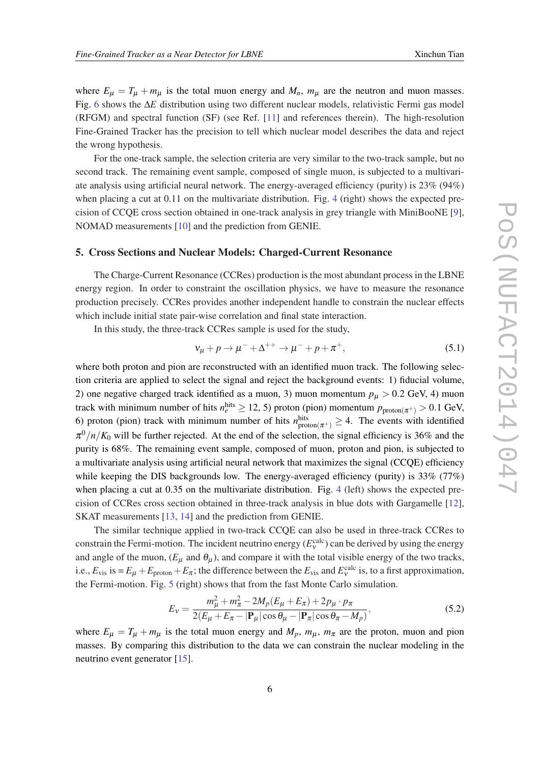where $E_\mu = T_\mu + m_\mu$ is the total muon energy and $M_n$, $m_\mu$ are the neutron and muon masses. Fig. 6 shows the $\Delta E$ distribution using two different nuclear models, relativistic Fermi gas model (RFGM) and spectral function (SF) (see Ref. [11] and references therein). The high-resolution Fine-Grained Tracker has the precision to tell which nuclear model describes the data and reject the wrong hypothesis.

For the one-track sample, the selection criteria are very similar to the two-track sample, but no second track. The remaining event sample, composed of single muon, is subjected to a multivariate analysis using artificial neural network. The energy-averaged efficiency (purity) is 23% (94%) when placing a cut at 0.11 on the multivariate distribution. Fig. 4 (right) shows the expected precision of CCQE cross section obtained in one-track analysis in grey triangle with MiniBooNE [9], NOMAD measurements [10] and the prediction from GENIE.

## 5. Cross Sections and Nuclear Models: Charged-Current Resonance

The Charge-Current Resonance (CCRes) production is the most abundant process in the LBNE energy region. In order to constraint the oscillation physics, we have to measure the resonance production precisely. CCRes provides another independent handle to constrain the nuclear effects which include initial state pair-wise correlation and final state interaction.

In this study, the three-track CCRes sample is used for the study,

$$\nu_\mu + p \to \mu^- + \Delta^{++} \to \mu^- + p + \pi^+, \tag{5.1}$$

where both proton and pion are reconstructed with an identified muon track. The following selection criteria are applied to select the signal and reject the background events: 1) fiducial volume, 2) one negative charged track identified as a muon, 3) muon momentum $p_\mu > 0.2$ GeV, 4) muon track with minimum number of hits $n_e^{\rm hits} \geq 12$, 5) proton (pion) momentum $p_{{\rm proton}(\pi^+)} > 0.1$ GeV, 6) proton (pion) track with minimum number of hits $n_{{\rm proton}(\pi^+)}^{\rm hits} \geq 4$. The events with identified $\pi^0/n/K_0$ will be further rejected. At the end of the selection, the signal efficiency is 36% and the purity is 68%. The remaining event sample, composed of muon, proton and pion, is subjected to a multivariate analysis using artificial neural network that maximizes the signal (CCQE) efficiency while keeping the DIS backgrounds low. The energy-averaged efficiency (purity) is 33% (77%) when placing a cut at 0.35 on the multivariate distribution. Fig. 4 (left) shows the expected precision of CCRes cross section obtained in three-track analysis in blue dots with Gargamelle [12], SKAT measurements [13, 14] and the prediction from GENIE.

The similar technique applied in two-track CCQE can also be used in three-track CCRes to constrain the Fermi-motion. The incident neutrino energy ($E_\nu^{\rm calc}$) can be derived by using the energy and angle of the muon, ($E_\mu$ and $\theta_\mu$), and compare it with the total visible energy of the two tracks, i.e., $E_{\rm vis}$ is = $E_\mu + E_{\rm proton} + E_\pi$; the difference between the $E_{\rm vis}$ and $E_\nu^{\rm calc}$ is, to a first approximation, the Fermi-motion. Fig. 5 (right) shows that from the fast Monte Carlo simulation.

$$E_\nu = \frac{m_\mu^2 + m_\pi^2 - 2M_p(E_\mu + E_\pi) + 2p_\mu \cdot p_\pi}{2(E_\mu + E_\pi - |\mathbf{P}_\mu|\cos\theta_\mu - |\mathbf{P}_\pi|\cos\theta_\pi - M_p)}, \tag{5.2}$$

where $E_\mu = T_\mu + m_\mu$ is the total muon energy and $M_p$, $m_\mu$, $m_\pi$ are the proton, muon and pion masses. By comparing this distribution to the data we can constrain the nuclear modeling in the neutrino event generator [15].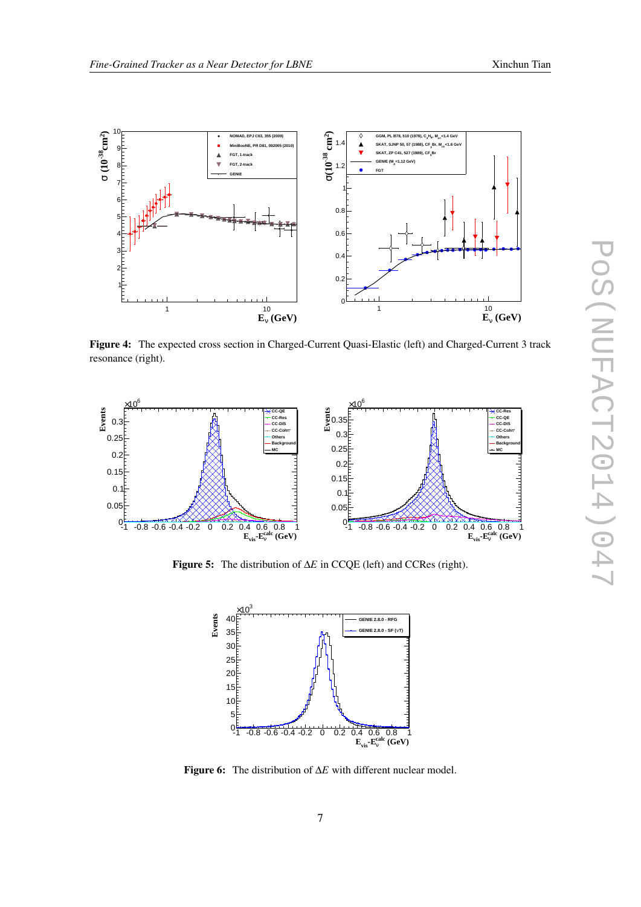**Figure 4:** The expected cross section in Charged-Current Quasi-Elastic (left) and Charged-Current 3 track resonance (right).

**Figure 5:** The distribution of $\Delta E$ in CCQE (left) and CCRes (right).

**Figure 6:** The distribution of $\Delta E$ with different nuclear model.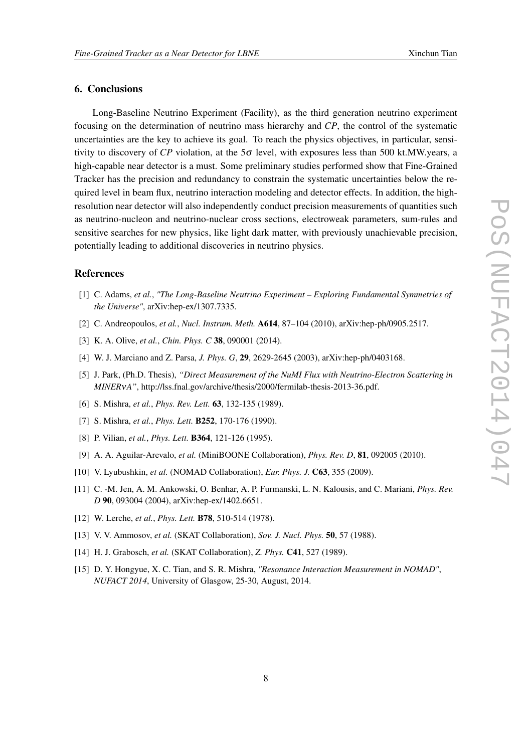## 6. Conclusions

Long-Baseline Neutrino Experiment (Facility), as the third generation neutrino experiment focusing on the determination of neutrino mass hierarchy and *CP*, the control of the systematic uncertainties are the key to achieve its goal. To reach the physics objectives, in particular, sensitivity to discovery of *CP* violation, at the $5\sigma$ level, with exposures less than 500 kt.MW.years, a high-capable near detector is a must. Some preliminary studies performed show that Fine-Grained Tracker has the precision and redundancy to constrain the systematic uncertainties below the required level in beam flux, neutrino interaction modeling and detector effects. In addition, the high-resolution near detector will also independently conduct precision measurements of quantities such as neutrino-nucleon and neutrino-nuclear cross sections, electroweak parameters, sum-rules and sensitive searches for new physics, like light dark matter, with previously unachievable precision, potentially leading to additional discoveries in neutrino physics.

## References

[1] C. Adams, *et al.*, *"The Long-Baseline Neutrino Experiment – Exploring Fundamental Symmetries of the Universe"*, arXiv:hep-ex/1307.7335.

[2] C. Andreopoulos, *et al.*, *Nucl. Instrum. Meth.* **A614**, 87–104 (2010), arXiv:hep-ph/0905.2517.

[3] K. A. Olive, *et al.*, *Chin. Phys. C* **38**, 090001 (2014).

[4] W. J. Marciano and Z. Parsa, *J. Phys. G*, **29**, 2629-2645 (2003), arXiv:hep-ph/0403168.

[5] J. Park, (Ph.D. Thesis), *"Direct Measurement of the NuMI Flux with Neutrino-Electron Scattering in MINERνA"*, http://lss.fnal.gov/archive/thesis/2000/fermilab-thesis-2013-36.pdf.

[6] S. Mishra, *et al.*, *Phys. Rev. Lett.* **63**, 132-135 (1989).

[7] S. Mishra, *et al.*, *Phys. Lett.* **B252**, 170-176 (1990).

[8] P. Vilian, *et al.*, *Phys. Lett.* **B364**, 121-126 (1995).

[9] A. A. Aguilar-Arevalo, *et al.* (MiniBOONE Collaboration), *Phys. Rev. D*, **81**, 092005 (2010).

[10] V. Lyubushkin, *et al.* (NOMAD Collaboration), *Eur. Phys. J.* **C63**, 355 (2009).

[11] C. -M. Jen, A. M. Ankowski, O. Benhar, A. P. Furmanski, L. N. Kalousis, and C. Mariani, *Phys. Rev. D* **90**, 093004 (2004), arXiv:hep-ex/1402.6651.

[12] W. Lerche, *et al.*, *Phys. Lett.* **B78**, 510-514 (1978).

[13] V. V. Ammosov, *et al.* (SKAT Collaboration), *Sov. J. Nucl. Phys.* **50**, 57 (1988).

[14] H. J. Grabosch, *et al.* (SKAT Collaboration), *Z. Phys.* **C41**, 527 (1989).

[15] D. Y. Hongyue, X. C. Tian, and S. R. Mishra, *"Resonance Interaction Measurement in NOMAD"*, *NUFACT 2014*, University of Glasgow, 25-30, August, 2014.